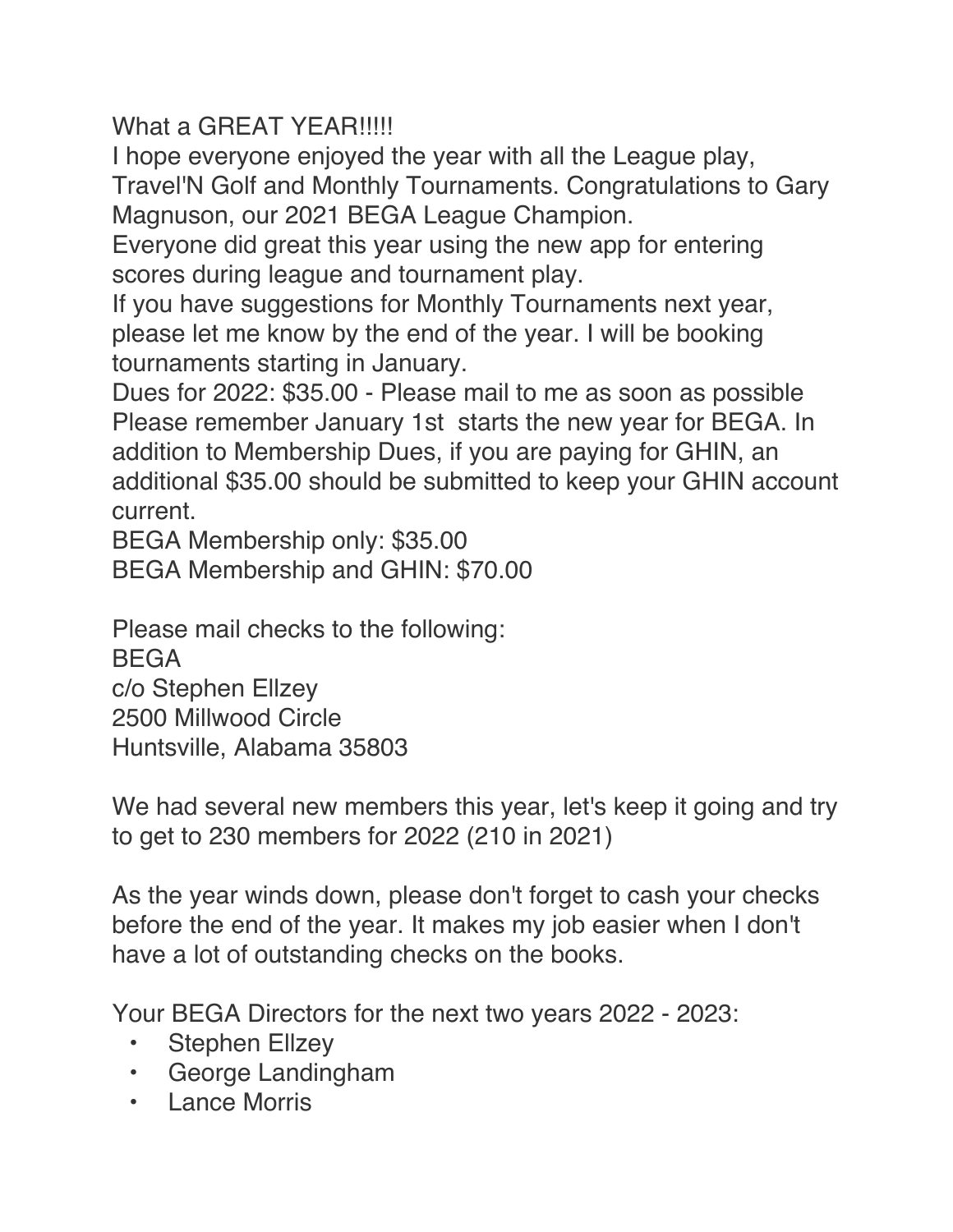What a GREAT YEAR!!!!!

I hope everyone enjoyed the year with all the League play, Travel'N Golf and Monthly Tournaments. Congratulations to Gary Magnuson, our 2021 BEGA League Champion.

Everyone did great this year using the new app for entering scores during league and tournament play.

If you have suggestions for Monthly Tournaments next year, please let me know by the end of the year. I will be booking tournaments starting in January.

Dues for 2022: $35.00 - Please mail to me as soon as possible

Please remember January 1st starts the new year for BEGA. In addition to Membership Dues, if you are paying for GHIN, an additional $35.00 should be submitted to keep your GHIN account current.

BEGA Membership only: $35.00

BEGA Membership and GHIN: $70.00

Please mail checks to the following:

BEGA
c/o Stephen Ellzey
2500 Millwood Circle
Huntsville, Alabama 35803

We had several new members this year, let's keep it going and try to get to 230 members for 2022 (210 in 2021)

As the year winds down, please don't forget to cash your checks before the end of the year. It makes my job easier when I don't have a lot of outstanding checks on the books.

Your BEGA Directors for the next two years 2022 - 2023:

- Stephen Ellzey
- George Landingham
- Lance Morris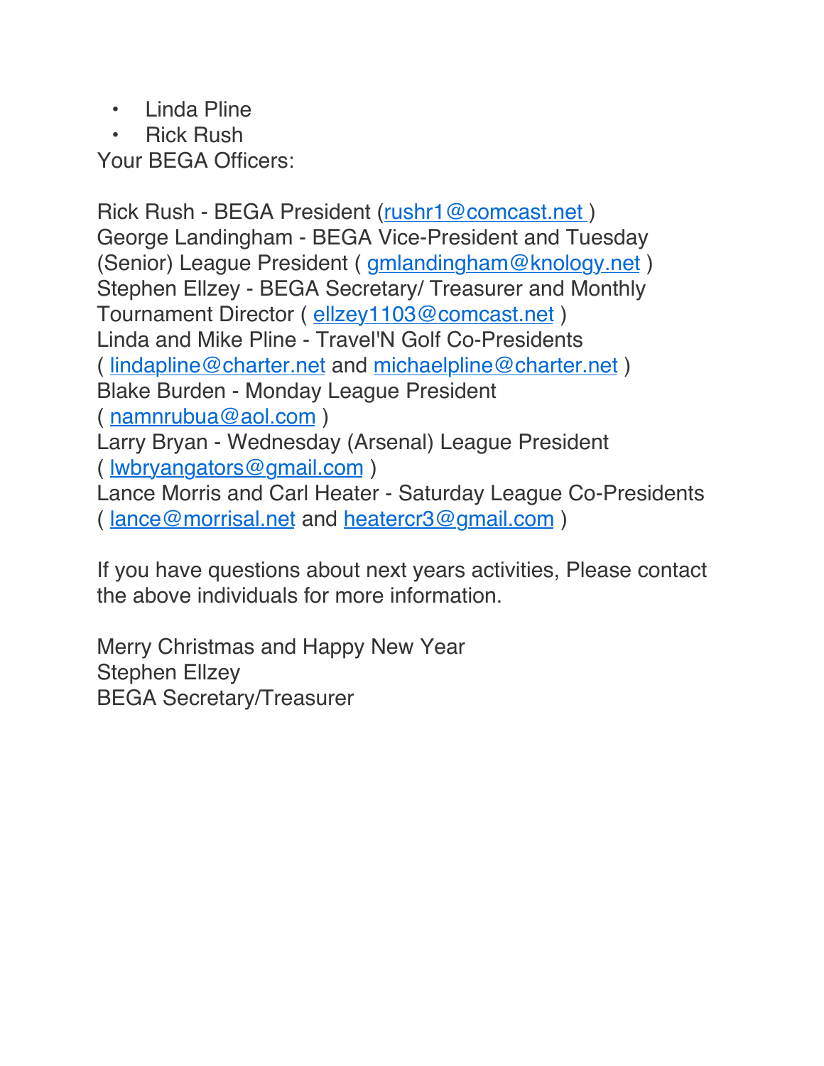- Linda Pline
- Rick Rush

Your BEGA Officers:

Rick Rush - BEGA President (rushr1@comcast.net )
George Landingham - BEGA Vice-President and Tuesday (Senior) League President ( gmlandingham@knology.net )
Stephen Ellzey - BEGA Secretary/ Treasurer and Monthly Tournament Director ( ellzey1103@comcast.net )
Linda and Mike Pline - Travel'N Golf Co-Presidents ( lindapline@charter.net and michaelpline@charter.net )
Blake Burden - Monday League President ( namnrubua@aol.com )
Larry Bryan - Wednesday (Arsenal) League President ( lwbryangators@gmail.com )
Lance Morris and Carl Heater - Saturday League Co-Presidents ( lance@morrisal.net and heatercr3@gmail.com )

If you have questions about next years activities, Please contact the above individuals for more information.

Merry Christmas and Happy New Year
Stephen Ellzey
BEGA Secretary/Treasurer